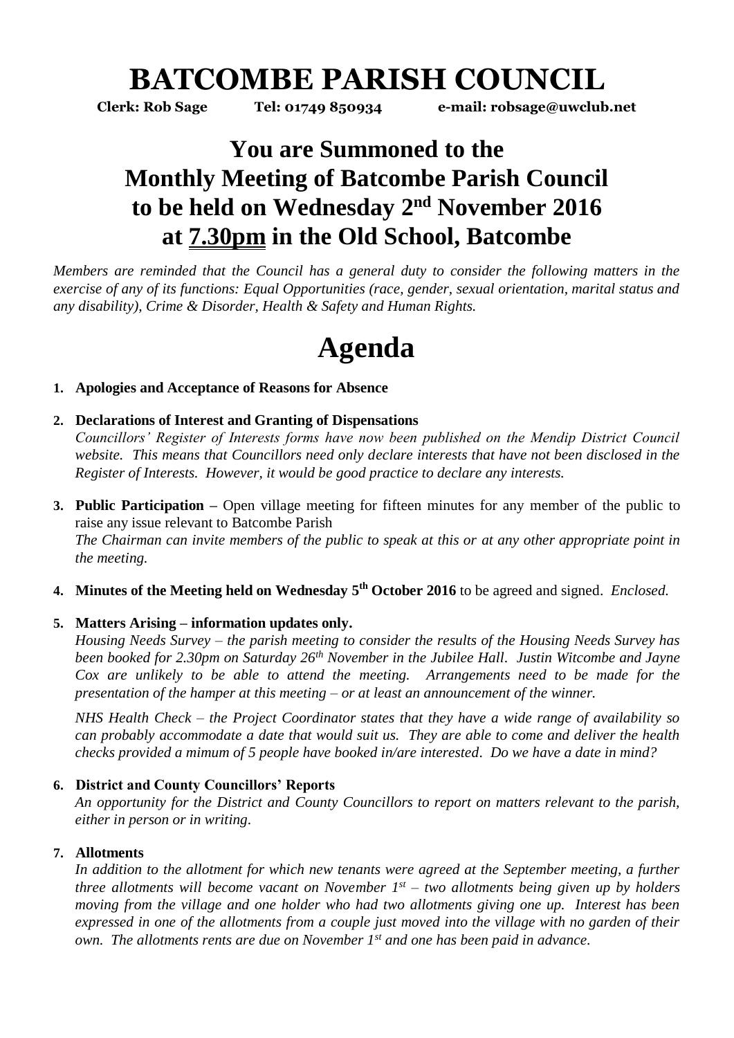# BATCOMBE PARISH COUNCIL

**Clerk: Rob Sage          Tel: 01749 850934          e-mail: robsage@uwclub.net**

## You are Summoned to the Monthly Meeting of Batcombe Parish Council to be held on Wednesday 2nd November 2016 at 7.30pm in the Old School, Batcombe

*Members are reminded that the Council has a general duty to consider the following matters in the exercise of any of its functions: Equal Opportunities (race, gender, sexual orientation, marital status and any disability), Crime & Disorder, Health & Safety and Human Rights.*

# Agenda

1. **Apologies and Acceptance of Reasons for Absence**

2. **Declarations of Interest and Granting of Dispensations**
   *Councillors' Register of Interests forms have now been published on the Mendip District Council website. This means that Councillors need only declare interests that have not been disclosed in the Register of Interests. However, it would be good practice to declare any interests.*

3. **Public Participation –** Open village meeting for fifteen minutes for any member of the public to raise any issue relevant to Batcombe Parish
   *The Chairman can invite members of the public to speak at this or at any other appropriate point in the meeting.*

4. **Minutes of the Meeting held on Wednesday 5th October 2016** to be agreed and signed. *Enclosed.*

5. **Matters Arising – information updates only.**
   *Housing Needs Survey – the parish meeting to consider the results of the Housing Needs Survey has been booked for 2.30pm on Saturday 26th November in the Jubilee Hall. Justin Witcombe and Jayne Cox are unlikely to be able to attend the meeting. Arrangements need to be made for the presentation of the hamper at this meeting – or at least an announcement of the winner.*

   *NHS Health Check – the Project Coordinator states that they have a wide range of availability so can probably accommodate a date that would suit us. They are able to come and deliver the health checks provided a mimum of 5 people have booked in/are interested. Do we have a date in mind?*

6. **District and County Councillors' Reports**
   *An opportunity for the District and County Councillors to report on matters relevant to the parish, either in person or in writing.*

7. **Allotments**
   *In addition to the allotment for which new tenants were agreed at the September meeting, a further three allotments will become vacant on November 1st – two allotments being given up by holders moving from the village and one holder who had two allotments giving one up. Interest has been expressed in one of the allotments from a couple just moved into the village with no garden of their own. The allotments rents are due on November 1st and one has been paid in advance.*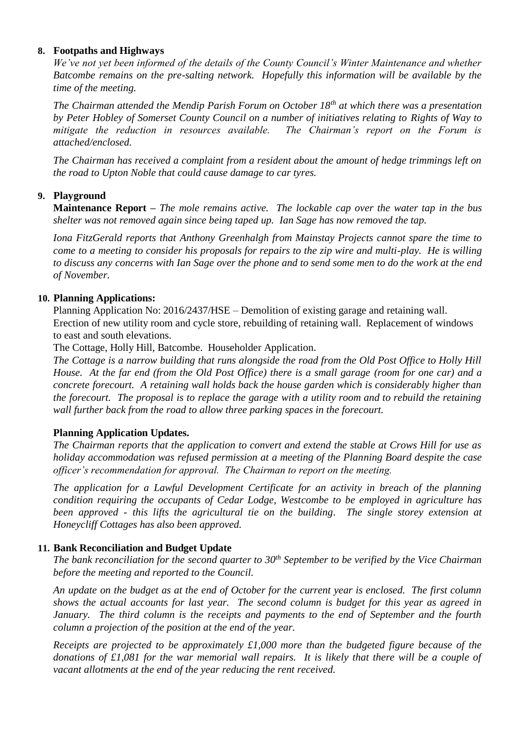**8. Footpaths and Highways**

*We've not yet been informed of the details of the County Council's Winter Maintenance and whether Batcombe remains on the pre-salting network. Hopefully this information will be available by the time of the meeting.*

*The Chairman attended the Mendip Parish Forum on October 18th at which there was a presentation by Peter Hobley of Somerset County Council on a number of initiatives relating to Rights of Way to mitigate the reduction in resources available. The Chairman's report on the Forum is attached/enclosed.*

*The Chairman has received a complaint from a resident about the amount of hedge trimmings left on the road to Upton Noble that could cause damage to car tyres.*

**9. Playground**

**Maintenance Report –** *The mole remains active. The lockable cap over the water tap in the bus shelter was not removed again since being taped up. Ian Sage has now removed the tap.*

*Iona FitzGerald reports that Anthony Greenhalgh from Mainstay Projects cannot spare the time to come to a meeting to consider his proposals for repairs to the zip wire and multi-play. He is willing to discuss any concerns with Ian Sage over the phone and to send some men to do the work at the end of November.*

**10. Planning Applications:**

Planning Application No: 2016/2437/HSE – Demolition of existing garage and retaining wall. Erection of new utility room and cycle store, rebuilding of retaining wall. Replacement of windows to east and south elevations.

The Cottage, Holly Hill, Batcombe. Householder Application.

*The Cottage is a narrow building that runs alongside the road from the Old Post Office to Holly Hill House. At the far end (from the Old Post Office) there is a small garage (room for one car) and a concrete forecourt. A retaining wall holds back the house garden which is considerably higher than the forecourt. The proposal is to replace the garage with a utility room and to rebuild the retaining wall further back from the road to allow three parking spaces in the forecourt.*

**Planning Application Updates.**

*The Chairman reports that the application to convert and extend the stable at Crows Hill for use as holiday accommodation was refused permission at a meeting of the Planning Board despite the case officer's recommendation for approval. The Chairman to report on the meeting.*

*The application for a Lawful Development Certificate for an activity in breach of the planning condition requiring the occupants of Cedar Lodge, Westcombe to be employed in agriculture has been approved - this lifts the agricultural tie on the building. The single storey extension at Honeycliff Cottages has also been approved.*

**11. Bank Reconciliation and Budget Update**

*The bank reconciliation for the second quarter to 30th September to be verified by the Vice Chairman before the meeting and reported to the Council.*

*An update on the budget as at the end of October for the current year is enclosed. The first column shows the actual accounts for last year. The second column is budget for this year as agreed in January. The third column is the receipts and payments to the end of September and the fourth column a projection of the position at the end of the year.*

*Receipts are projected to be approximately £1,000 more than the budgeted figure because of the donations of £1,081 for the war memorial wall repairs. It is likely that there will be a couple of vacant allotments at the end of the year reducing the rent received.*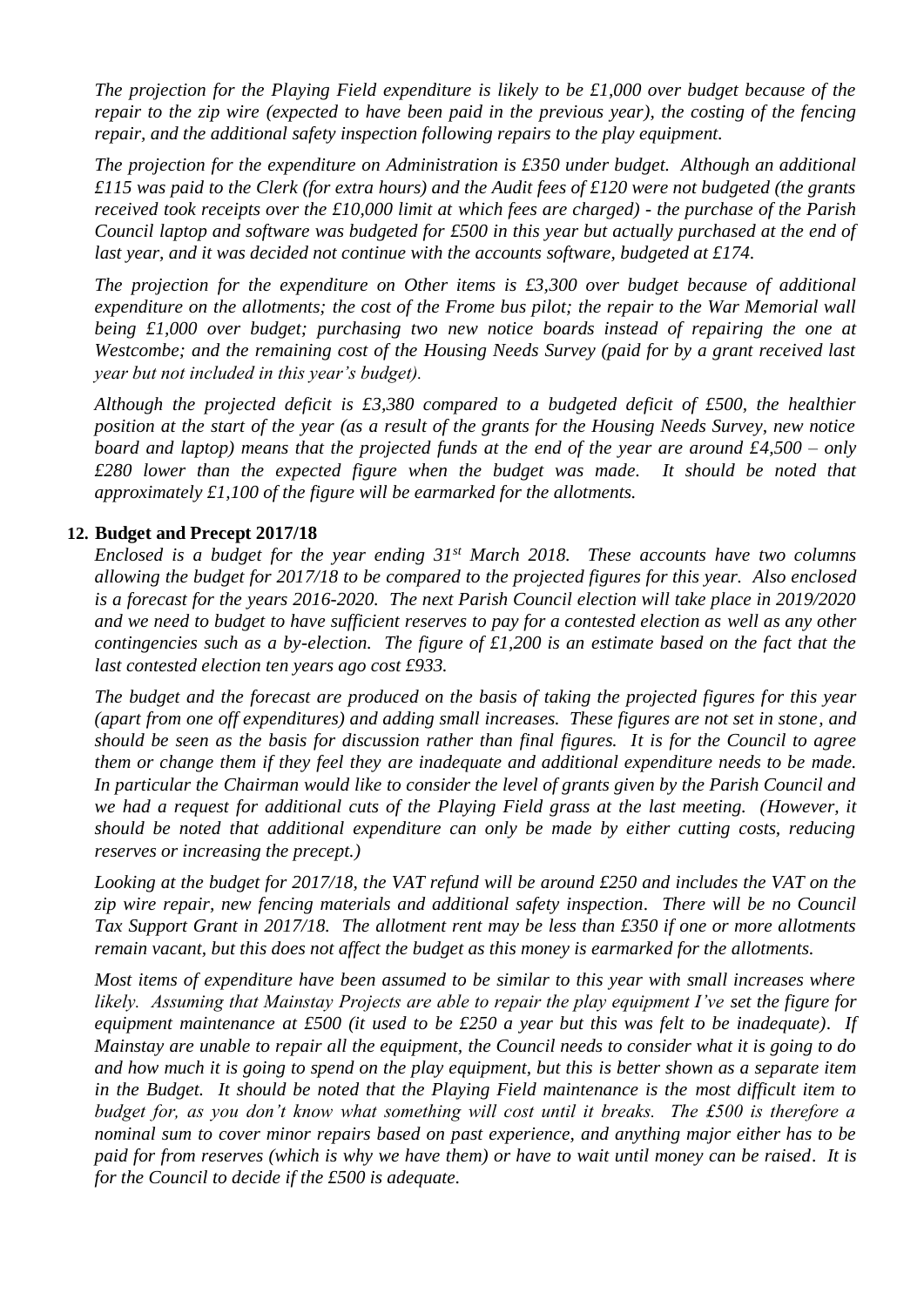*The projection for the Playing Field expenditure is likely to be £1,000 over budget because of the repair to the zip wire (expected to have been paid in the previous year), the costing of the fencing repair, and the additional safety inspection following repairs to the play equipment.*

*The projection for the expenditure on Administration is £350 under budget. Although an additional £115 was paid to the Clerk (for extra hours) and the Audit fees of £120 were not budgeted (the grants received took receipts over the £10,000 limit at which fees are charged) - the purchase of the Parish Council laptop and software was budgeted for £500 in this year but actually purchased at the end of last year, and it was decided not continue with the accounts software, budgeted at £174.*

*The projection for the expenditure on Other items is £3,300 over budget because of additional expenditure on the allotments; the cost of the Frome bus pilot; the repair to the War Memorial wall being £1,000 over budget; purchasing two new notice boards instead of repairing the one at Westcombe; and the remaining cost of the Housing Needs Survey (paid for by a grant received last year but not included in this year's budget).*

*Although the projected deficit is £3,380 compared to a budgeted deficit of £500, the healthier position at the start of the year (as a result of the grants for the Housing Needs Survey, new notice board and laptop) means that the projected funds at the end of the year are around £4,500 – only £280 lower than the expected figure when the budget was made. It should be noted that approximately £1,100 of the figure will be earmarked for the allotments.*

**12. Budget and Precept 2017/18**

*Enclosed is a budget for the year ending 31st March 2018. These accounts have two columns allowing the budget for 2017/18 to be compared to the projected figures for this year. Also enclosed is a forecast for the years 2016-2020. The next Parish Council election will take place in 2019/2020 and we need to budget to have sufficient reserves to pay for a contested election as well as any other contingencies such as a by-election. The figure of £1,200 is an estimate based on the fact that the last contested election ten years ago cost £933.*

*The budget and the forecast are produced on the basis of taking the projected figures for this year (apart from one off expenditures) and adding small increases. These figures are not set in stone, and should be seen as the basis for discussion rather than final figures. It is for the Council to agree them or change them if they feel they are inadequate and additional expenditure needs to be made. In particular the Chairman would like to consider the level of grants given by the Parish Council and we had a request for additional cuts of the Playing Field grass at the last meeting. (However, it should be noted that additional expenditure can only be made by either cutting costs, reducing reserves or increasing the precept.)*

*Looking at the budget for 2017/18, the VAT refund will be around £250 and includes the VAT on the zip wire repair, new fencing materials and additional safety inspection. There will be no Council Tax Support Grant in 2017/18. The allotment rent may be less than £350 if one or more allotments remain vacant, but this does not affect the budget as this money is earmarked for the allotments.*

*Most items of expenditure have been assumed to be similar to this year with small increases where likely. Assuming that Mainstay Projects are able to repair the play equipment I've set the figure for equipment maintenance at £500 (it used to be £250 a year but this was felt to be inadequate). If Mainstay are unable to repair all the equipment, the Council needs to consider what it is going to do and how much it is going to spend on the play equipment, but this is better shown as a separate item in the Budget. It should be noted that the Playing Field maintenance is the most difficult item to budget for, as you don't know what something will cost until it breaks. The £500 is therefore a nominal sum to cover minor repairs based on past experience, and anything major either has to be paid for from reserves (which is why we have them) or have to wait until money can be raised. It is for the Council to decide if the £500 is adequate.*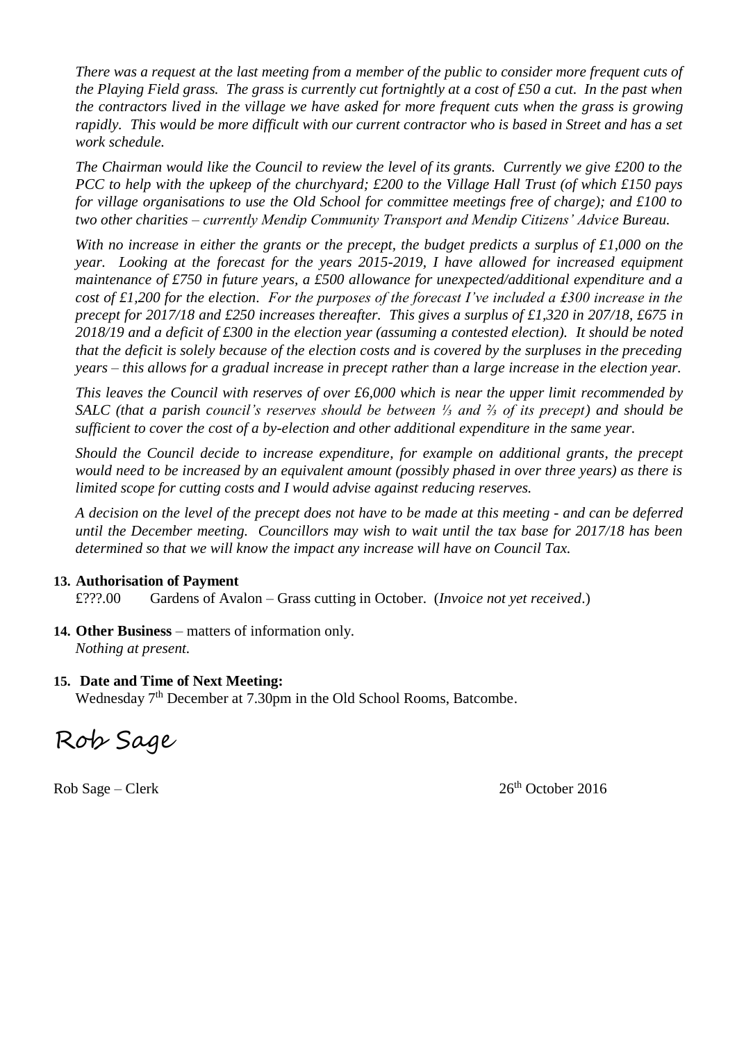*There was a request at the last meeting from a member of the public to consider more frequent cuts of the Playing Field grass. The grass is currently cut fortnightly at a cost of £50 a cut. In the past when the contractors lived in the village we have asked for more frequent cuts when the grass is growing rapidly. This would be more difficult with our current contractor who is based in Street and has a set work schedule.*

*The Chairman would like the Council to review the level of its grants. Currently we give £200 to the PCC to help with the upkeep of the churchyard; £200 to the Village Hall Trust (of which £150 pays for village organisations to use the Old School for committee meetings free of charge); and £100 to two other charities – currently Mendip Community Transport and Mendip Citizens' Advice Bureau.*

*With no increase in either the grants or the precept, the budget predicts a surplus of £1,000 on the year. Looking at the forecast for the years 2015-2019, I have allowed for increased equipment maintenance of £750 in future years, a £500 allowance for unexpected/additional expenditure and a cost of £1,200 for the election. For the purposes of the forecast I've included a £300 increase in the precept for 2017/18 and £250 increases thereafter. This gives a surplus of £1,320 in 207/18, £675 in 2018/19 and a deficit of £300 in the election year (assuming a contested election). It should be noted that the deficit is solely because of the election costs and is covered by the surpluses in the preceding years – this allows for a gradual increase in precept rather than a large increase in the election year.*

*This leaves the Council with reserves of over £6,000 which is near the upper limit recommended by SALC (that a parish council's reserves should be between ⅓ and ⅔ of its precept) and should be sufficient to cover the cost of a by-election and other additional expenditure in the same year.*

*Should the Council decide to increase expenditure, for example on additional grants, the precept would need to be increased by an equivalent amount (possibly phased in over three years) as there is limited scope for cutting costs and I would advise against reducing reserves.*

*A decision on the level of the precept does not have to be made at this meeting - and can be deferred until the December meeting. Councillors may wish to wait until the tax base for 2017/18 has been determined so that we will know the impact any increase will have on Council Tax.*

**13. Authorisation of Payment**

£???.00 Gardens of Avalon – Grass cutting in October. (*Invoice not yet received*.)

**14. Other Business** – matters of information only.

*Nothing at present.*

**15. Date and Time of Next Meeting:**

Wednesday 7th December at 7.30pm in the Old School Rooms, Batcombe.

Rob Sage

Rob Sage – Clerk

26th October 2016